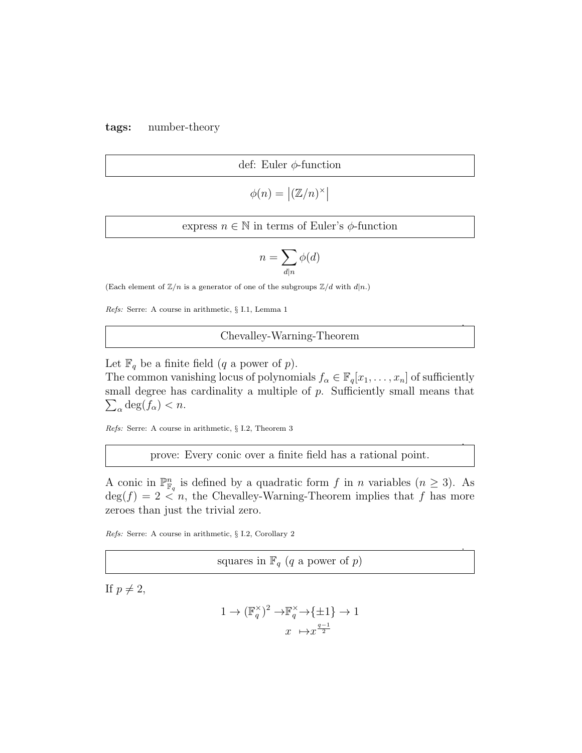**tags:** number-theory

## def: Euler $\phi$-function

$$\phi(n) = \left|(\mathbb{Z}/n)^\times\right|$$

## express $n \in \mathbb{N}$ in terms of Euler's $\phi$-function

$$n = \sum_{d|n} \phi(d)$$

(Each element of $\mathbb{Z}/n$ is a generator of one of the subgroups $\mathbb{Z}/d$ with $d|n$.)

*Refs:* Serre: A course in arithmetic, § I.1, Lemma 1

## Chevalley-Warning-Theorem

Let $\mathbb{F}_q$ be a finite field ($q$ a power of $p$).
The common vanishing locus of polynomials $f_\alpha \in \mathbb{F}_q[x_1, \ldots, x_n]$ of sufficiently small degree has cardinality a multiple of $p$. Sufficiently small means that $\sum_\alpha \deg(f_\alpha) < n$.

*Refs:* Serre: A course in arithmetic, § I.2, Theorem 3

## prove: Every conic over a finite field has a rational point.

A conic in $\mathbb{P}^n_{\mathbb{F}_q}$ is defined by a quadratic form $f$ in $n$ variables ($n \geq 3$). As $\deg(f) = 2 < n$, the Chevalley-Warning-Theorem implies that $f$ has more zeroes than just the trivial zero.

*Refs:* Serre: A course in arithmetic, § I.2, Corollary 2

## squares in $\mathbb{F}_q$ ($q$ a power of $p$)

If $p \neq 2$,

$$1 \to (\mathbb{F}_q^\times)^2 \to \mathbb{F}_q^\times \to \{\pm 1\} \to 1$$
$$x \mapsto x^{\frac{q-1}{2}}$$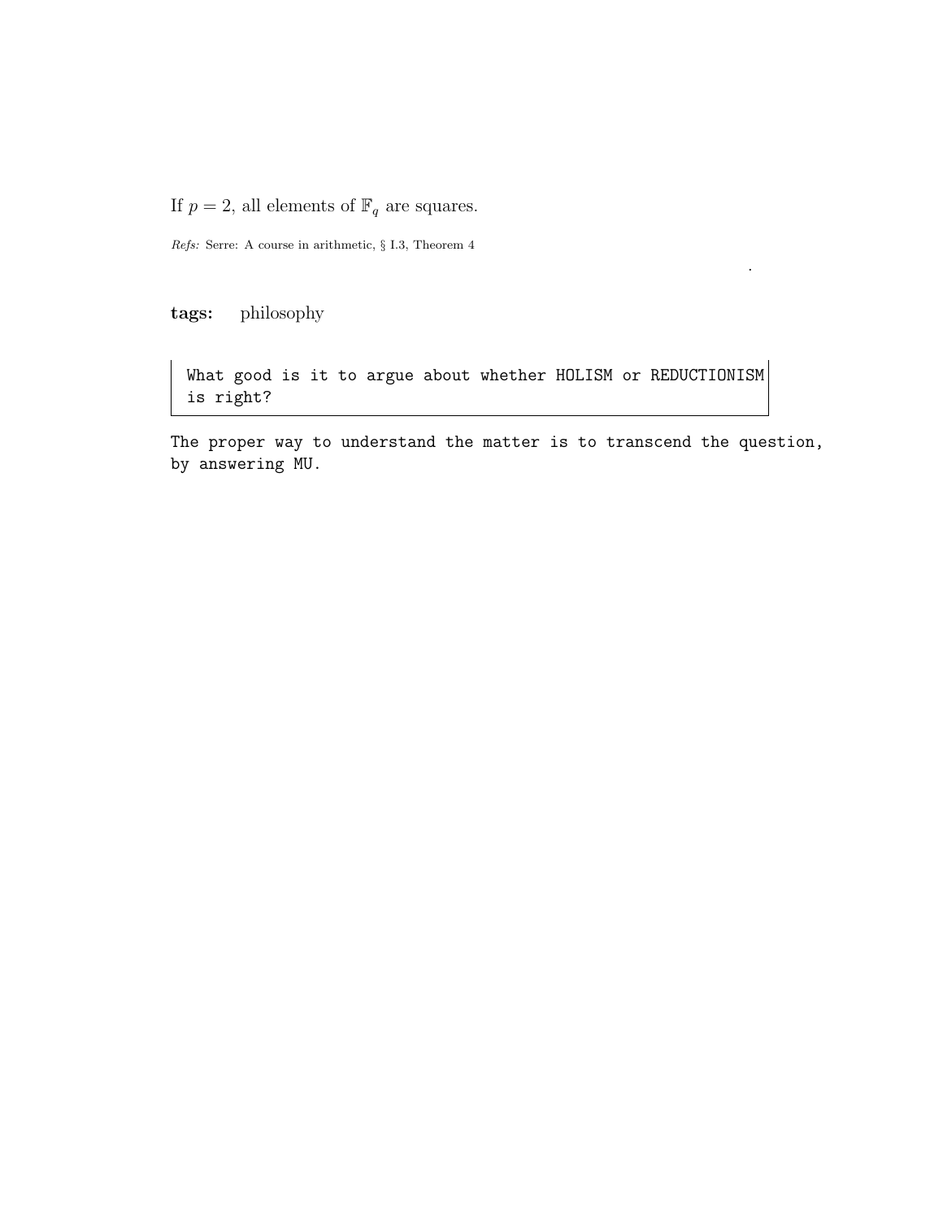If $p = 2$, all elements of $\mathbb{F}_q$ are squares.

*Refs:* Serre: A course in arithmetic, § I.3, Theorem 4

.

**tags:** philosophy

```
What good is it to argue about whether HOLISM or REDUCTIONISM
is right?
```

```
The proper way to understand the matter is to transcend the question,
by answering MU.
```